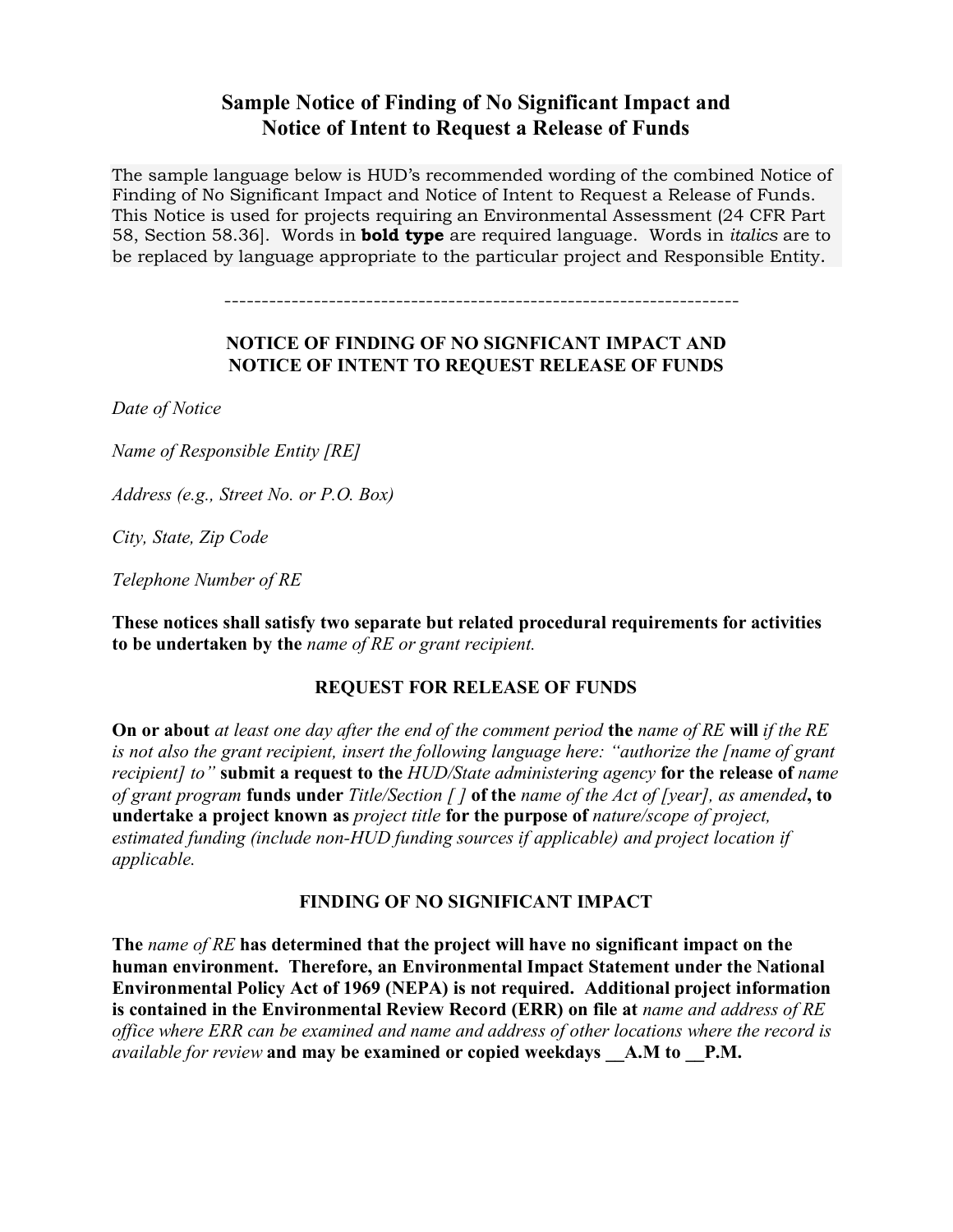# Sample Notice of Finding of No Significant Impact and Notice of Intent to Request a Release of Funds

The sample language below is HUD's recommended wording of the combined Notice of Finding of No Significant Impact and Notice of Intent to Request a Release of Funds. This Notice is used for projects requiring an Environmental Assessment (24 CFR Part 58, Section 58.36]. Words in **bold type** are required language. Words in *italics* are to be replaced by language appropriate to the particular project and Responsible Entity.

---

## NOTICE OF FINDING OF NO SIGNFICANT IMPACT AND NOTICE OF INTENT TO REQUEST RELEASE OF FUNDS

*Date of Notice*

*Name of Responsible Entity [RE]*

*Address (e.g., Street No. or P.O. Box)*

*City, State, Zip Code*

*Telephone Number of RE*

**These notices shall satisfy two separate but related procedural requirements for activities to be undertaken by the** *name of RE or grant recipient.*

## REQUEST FOR RELEASE OF FUNDS

**On or about** *at least one day after the end of the comment period* **the** *name of RE* **will** *if the RE is not also the grant recipient, insert the following language here: "authorize the [name of grant recipient] to"* **submit a request to the** *HUD/State administering agency* **for the release of** *name of grant program* **funds under** *Title/Section [ ]* **of the** *name of the Act of [year], as amended***, to undertake a project known as** *project title* **for the purpose of** *nature/scope of project, estimated funding (include non-HUD funding sources if applicable) and project location if applicable.*

## FINDING OF NO SIGNIFICANT IMPACT

**The** *name of RE* **has determined that the project will have no significant impact on the human environment. Therefore, an Environmental Impact Statement under the National Environmental Policy Act of 1969 (NEPA) is not required. Additional project information is contained in the Environmental Review Record (ERR) on file at** *name and address of RE office where ERR can be examined and name and address of other locations where the record is available for review* **and may be examined or copied weekdays __A.M to __P.M.**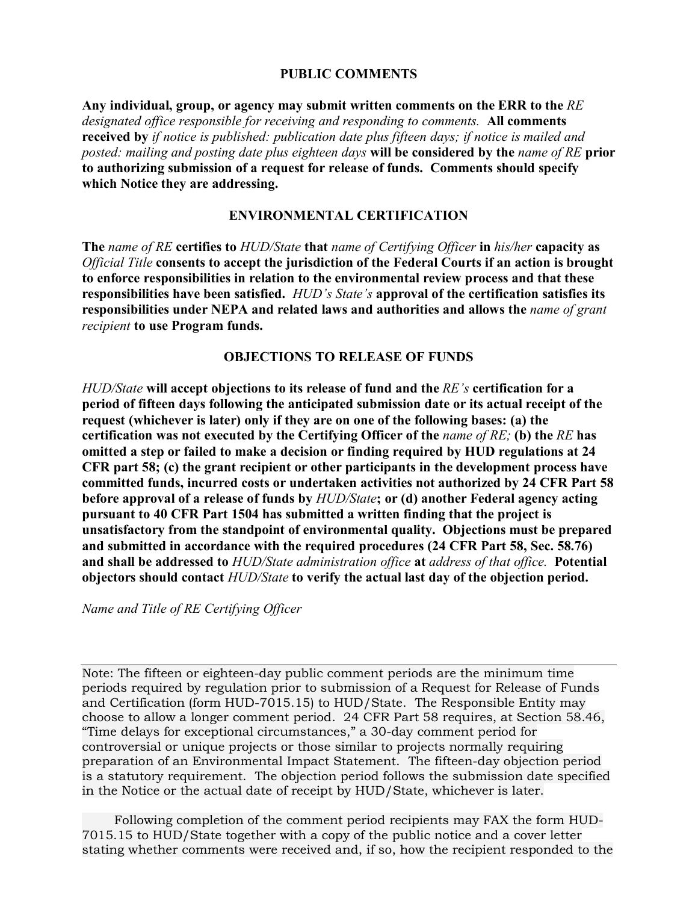### PUBLIC COMMENTS

**Any individual, group, or agency may submit written comments on the ERR to the** *RE designated office responsible for receiving and responding to comments.* **All comments received by** *if notice is published: publication date plus fifteen days; if notice is mailed and posted: mailing and posting date plus eighteen days* **will be considered by the** *name of RE* **prior to authorizing submission of a request for release of funds. Comments should specify which Notice they are addressing.**

### ENVIRONMENTAL CERTIFICATION

**The** *name of RE* **certifies to** *HUD/State* **that** *name of Certifying Officer* **in** *his/her* **capacity as** *Official Title* **consents to accept the jurisdiction of the Federal Courts if an action is brought to enforce responsibilities in relation to the environmental review process and that these responsibilities have been satisfied.** *HUD's State's* **approval of the certification satisfies its responsibilities under NEPA and related laws and authorities and allows the** *name of grant recipient* **to use Program funds.**

### OBJECTIONS TO RELEASE OF FUNDS

*HUD/State* **will accept objections to its release of fund and the** *RE's* **certification for a period of fifteen days following the anticipated submission date or its actual receipt of the request (whichever is later) only if they are on one of the following bases: (a) the certification was not executed by the Certifying Officer of the** *name of RE;* **(b) the** *RE* **has omitted a step or failed to make a decision or finding required by HUD regulations at 24 CFR part 58; (c) the grant recipient or other participants in the development process have committed funds, incurred costs or undertaken activities not authorized by 24 CFR Part 58 before approval of a release of funds by** *HUD/State***; or (d) another Federal agency acting pursuant to 40 CFR Part 1504 has submitted a written finding that the project is unsatisfactory from the standpoint of environmental quality. Objections must be prepared and submitted in accordance with the required procedures (24 CFR Part 58, Sec. 58.76) and shall be addressed to** *HUD/State administration office* **at** *address of that office.* **Potential objectors should contact** *HUD/State* **to verify the actual last day of the objection period.**

*Name and Title of RE Certifying Officer*

---

Note: The fifteen or eighteen-day public comment periods are the minimum time periods required by regulation prior to submission of a Request for Release of Funds and Certification (form HUD-7015.15) to HUD/State. The Responsible Entity may choose to allow a longer comment period. 24 CFR Part 58 requires, at Section 58.46, "Time delays for exceptional circumstances," a 30-day comment period for controversial or unique projects or those similar to projects normally requiring preparation of an Environmental Impact Statement. The fifteen-day objection period is a statutory requirement. The objection period follows the submission date specified in the Notice or the actual date of receipt by HUD/State, whichever is later.

Following completion of the comment period recipients may FAX the form HUD-7015.15 to HUD/State together with a copy of the public notice and a cover letter stating whether comments were received and, if so, how the recipient responded to the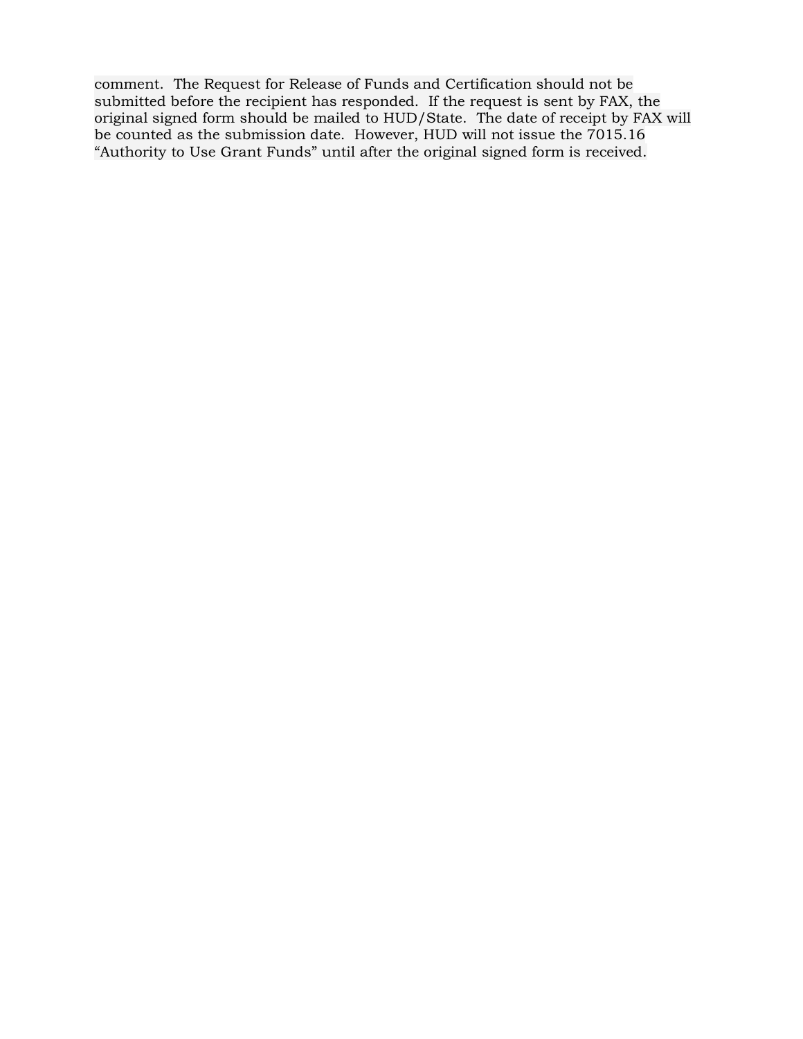comment. The Request for Release of Funds and Certification should not be submitted before the recipient has responded. If the request is sent by FAX, the original signed form should be mailed to HUD/State. The date of receipt by FAX will be counted as the submission date. However, HUD will not issue the 7015.16 "Authority to Use Grant Funds" until after the original signed form is received.